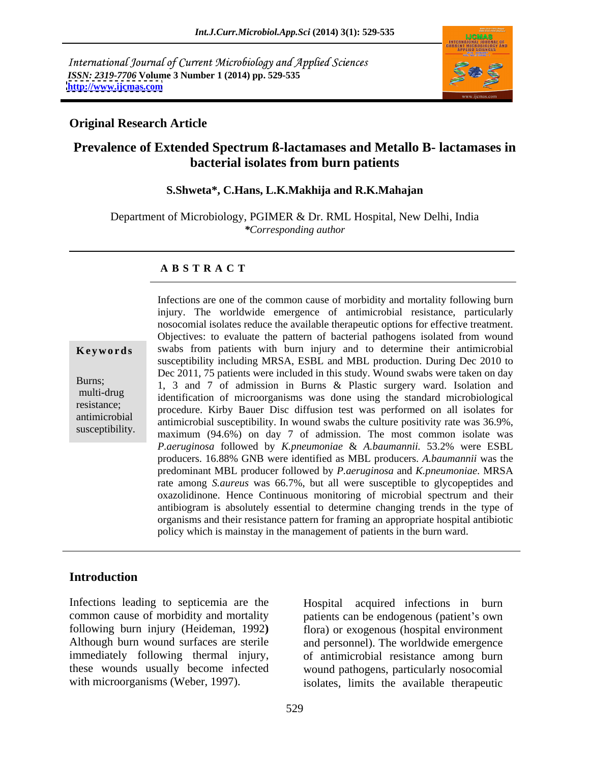International Journal of Current Microbiology and Applied Sciences
*ISSN: 2319-7706* **Volume 3 Number 1 (2014) pp. 529-535**
**http://www.ijcmas.com**

**Original Research Article**

# Prevalence of Extended Spectrum ß-lactamases and Metallo B- lactamases in bacterial isolates from burn patients

**S.Shweta\*, C.Hans, L.K.Makhija and R.K.Mahajan**

Department of Microbiology, PGIMER & Dr. RML Hospital, New Delhi, India
*\*Corresponding author*

## ABSTRACT

**Keywords**

Burns; multi-drug resistance; antimicrobial susceptibility.

Infections are one of the common cause of morbidity and mortality following burn injury. The worldwide emergence of antimicrobial resistance, particularly nosocomial isolates reduce the available therapeutic options for effective treatment. Objectives: to evaluate the pattern of bacterial pathogens isolated from wound swabs from patients with burn injury and to determine their antimicrobial susceptibility including MRSA, ESBL and MBL production. During Dec 2010 to Dec 2011, 75 patients were included in this study. Wound swabs were taken on day 1, 3 and 7 of admission in Burns & Plastic surgery ward. Isolation and identification of microorganisms was done using the standard microbiological procedure. Kirby Bauer Disc diffusion test was performed on all isolates for antimicrobial susceptibility. In wound swabs the culture positivity rate was 36.9%, maximum (94.6%) on day 7 of admission. The most common isolate was *P.aeruginosa* followed by *K.pneumoniae* & *A.baumannii.* 53.2% were ESBL producers. 16.88% GNB were identified as MBL producers. *A.baumannii* was the predominant MBL producer followed by *P.aeruginosa* and *K.pneumoniae*. MRSA rate among *S.aureus* was 66.7%, but all were susceptible to glycopeptides and oxazolidinone. Hence Continuous monitoring of microbial spectrum and their antibiogram is absolutely essential to determine changing trends in the type of organisms and their resistance pattern for framing an appropriate hospital antibiotic policy which is mainstay in the management of patients in the burn ward.

## Introduction

Infections leading to septicemia are the common cause of morbidity and mortality following burn injury (Heideman, 1992**)** Although burn wound surfaces are sterile immediately following thermal injury, these wounds usually become infected with microorganisms (Weber, 1997).

Hospital acquired infections in burn patients can be endogenous (patient's own flora) or exogenous (hospital environment and personnel). The worldwide emergence of antimicrobial resistance among burn wound pathogens, particularly nosocomial isolates, limits the available therapeutic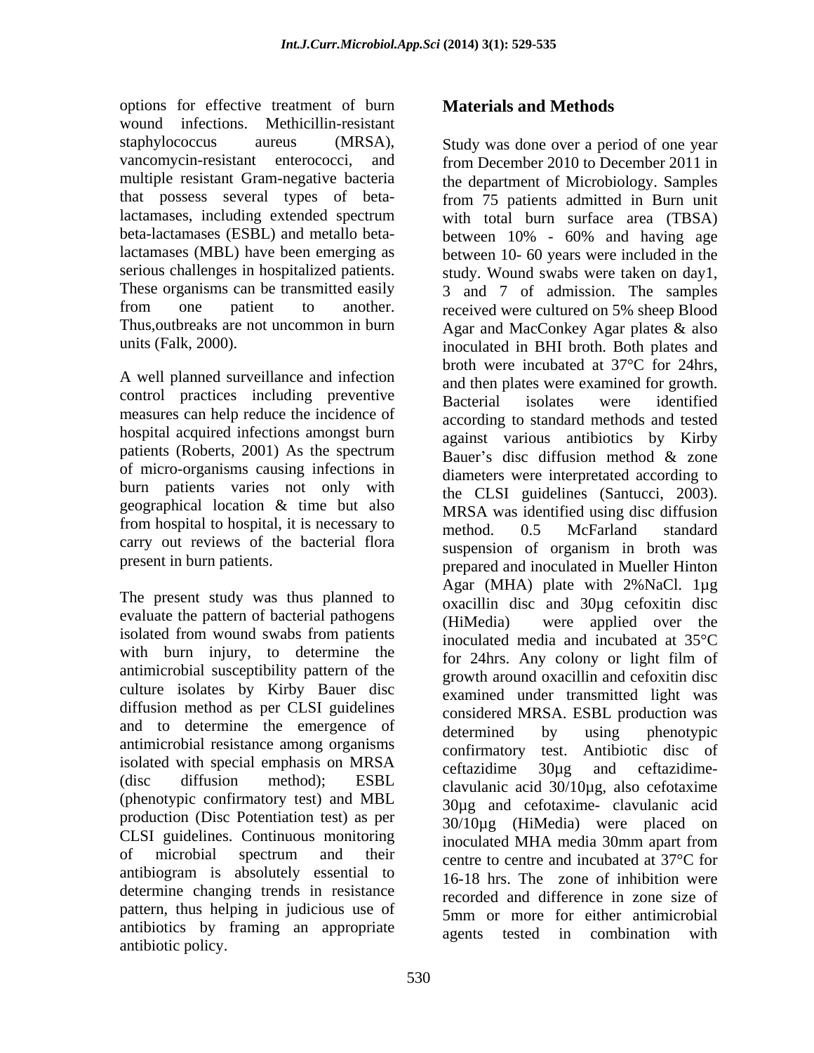options for effective treatment of burn wound infections. Methicillin-resistant staphylococcus aureus (MRSA), vancomycin-resistant enterococci, and multiple resistant Gram-negative bacteria that possess several types of beta-lactamases, including extended spectrum beta-lactamases (ESBL) and metallo beta-lactamases (MBL) have been emerging as serious challenges in hospitalized patients. These organisms can be transmitted easily from one patient to another. Thus,outbreaks are not uncommon in burn units (Falk, 2000).

A well planned surveillance and infection control practices including preventive measures can help reduce the incidence of hospital acquired infections amongst burn patients (Roberts, 2001) As the spectrum of micro-organisms causing infections in burn patients varies not only with geographical location & time but also from hospital to hospital, it is necessary to carry out reviews of the bacterial flora present in burn patients.

The present study was thus planned to evaluate the pattern of bacterial pathogens isolated from wound swabs from patients with burn injury, to determine the antimicrobial susceptibility pattern of the culture isolates by Kirby Bauer disc diffusion method as per CLSI guidelines and to determine the emergence of antimicrobial resistance among organisms isolated with special emphasis on MRSA (disc diffusion method); ESBL (phenotypic confirmatory test) and MBL production (Disc Potentiation test) as per CLSI guidelines. Continuous monitoring of microbial spectrum and their antibiogram is absolutely essential to determine changing trends in resistance pattern, thus helping in judicious use of antibiotics by framing an appropriate antibiotic policy.

## Materials and Methods

Study was done over a period of one year from December 2010 to December 2011 in the department of Microbiology. Samples from 75 patients admitted in Burn unit with total burn surface area (TBSA) between 10% - 60% and having age between 10- 60 years were included in the study. Wound swabs were taken on day1, 3 and 7 of admission. The samples received were cultured on 5% sheep Blood Agar and MacConkey Agar plates & also inoculated in BHI broth. Both plates and broth were incubated at 37°C for 24hrs, and then plates were examined for growth. Bacterial isolates were identified according to standard methods and tested against various antibiotics by Kirby Bauer's disc diffusion method & zone diameters were interpretated according to the CLSI guidelines (Santucci, 2003). MRSA was identified using disc diffusion method. 0.5 McFarland standard suspension of organism in broth was prepared and inoculated in Mueller Hinton Agar (MHA) plate with 2%NaCl. 1µg oxacillin disc and 30µg cefoxitin disc (HiMedia) were applied over the inoculated media and incubated at 35°C for 24hrs. Any colony or light film of growth around oxacillin and cefoxitin disc examined under transmitted light was considered MRSA. ESBL production was determined by using phenotypic confirmatory test. Antibiotic disc of ceftazidime 30µg and ceftazidime-clavulanic acid 30/10µg, also cefotaxime 30µg and cefotaxime- clavulanic acid 30/10µg (HiMedia) were placed on inoculated MHA media 30mm apart from centre to centre and incubated at 37°C for 16-18 hrs. The zone of inhibition were recorded and difference in zone size of 5mm or more for either antimicrobial agents tested in combination with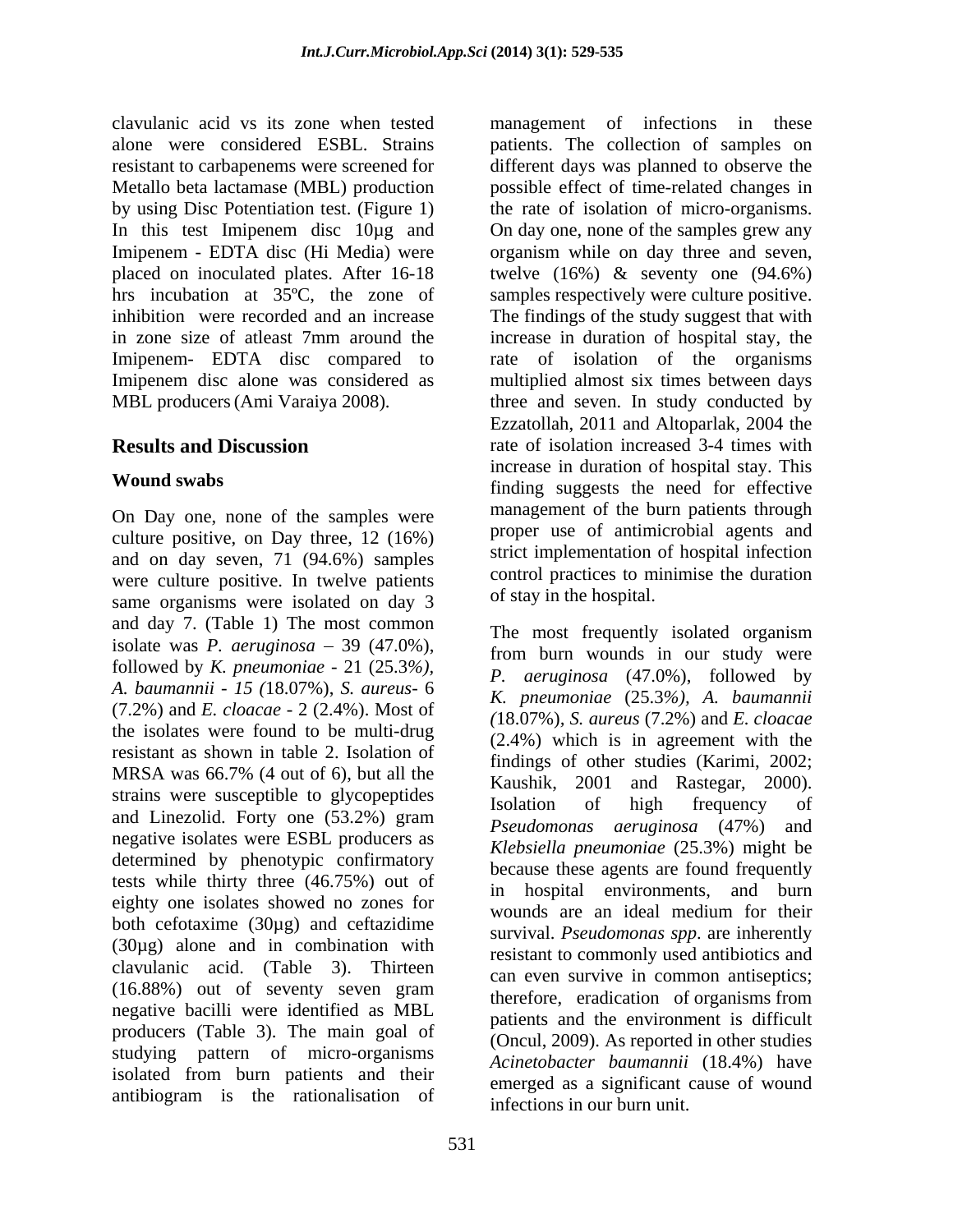clavulanic acid vs its zone when tested alone were considered ESBL. Strains resistant to carbapenems were screened for Metallo beta lactamase (MBL) production by using Disc Potentiation test. (Figure 1) In this test Imipenem disc 10µg and Imipenem - EDTA disc (Hi Media) were placed on inoculated plates. After 16-18 hrs incubation at 35ºC, the zone of inhibition were recorded and an increase in zone size of atleast 7mm around the Imipenem- EDTA disc compared to Imipenem disc alone was considered as MBL producers (Ami Varaiya 2008).

## Results and Discussion

### Wound swabs

On Day one, none of the samples were culture positive, on Day three, 12 (16%) and on day seven, 71 (94.6%) samples were culture positive. In twelve patients same organisms were isolated on day 3 and day 7. (Table 1) The most common isolate was *P. aeruginosa* – 39 (47.0%), followed by *K. pneumoniae* - 21 (25.3%), *A. baumannii - 15 (*18.07%), *S. aureus*- 6 (7.2%) and *E. cloacae* - 2 (2.4%). Most of the isolates were found to be multi-drug resistant as shown in table 2. Isolation of MRSA was 66.7% (4 out of 6), but all the strains were susceptible to glycopeptides and Linezolid. Forty one (53.2%) gram negative isolates were ESBL producers as determined by phenotypic confirmatory tests while thirty three (46.75%) out of eighty one isolates showed no zones for both cefotaxime (30µg) and ceftazidime (30µg) alone and in combination with clavulanic acid. (Table 3). Thirteen (16.88%) out of seventy seven gram negative bacilli were identified as MBL producers (Table 3). The main goal of studying pattern of micro-organisms isolated from burn patients and their antibiogram is the rationalisation of management of infections in these patients. The collection of samples on different days was planned to observe the possible effect of time-related changes in the rate of isolation of micro-organisms. On day one, none of the samples grew any organism while on day three and seven, twelve (16%) & seventy one (94.6%) samples respectively were culture positive. The findings of the study suggest that with increase in duration of hospital stay, the rate of isolation of the organisms multiplied almost six times between days three and seven. In study conducted by Ezzatollah, 2011 and Altoparlak, 2004 the rate of isolation increased 3-4 times with increase in duration of hospital stay. This finding suggests the need for effective management of the burn patients through proper use of antimicrobial agents and strict implementation of hospital infection control practices to minimise the duration of stay in the hospital.

The most frequently isolated organism from burn wounds in our study were *P. aeruginosa* (47.0%), followed by *K. pneumoniae* (25.3%), *A. baumannii (*18.07%), *S. aureus* (7.2%) and *E. cloacae* (2.4%) which is in agreement with the findings of other studies (Karimi, 2002; Kaushik, 2001 and Rastegar, 2000). Isolation of high frequency of *Pseudomonas aeruginosa* (47%) and *Klebsiella pneumoniae* (25.3%) might be because these agents are found frequently in hospital environments, and burn wounds are an ideal medium for their survival. *Pseudomonas spp*. are inherently resistant to commonly used antibiotics and can even survive in common antiseptics; therefore, eradication of organisms from patients and the environment is difficult (Oncul, 2009). As reported in other studies *Acinetobacter baumannii* (18.4%) have emerged as a significant cause of wound infections in our burn unit.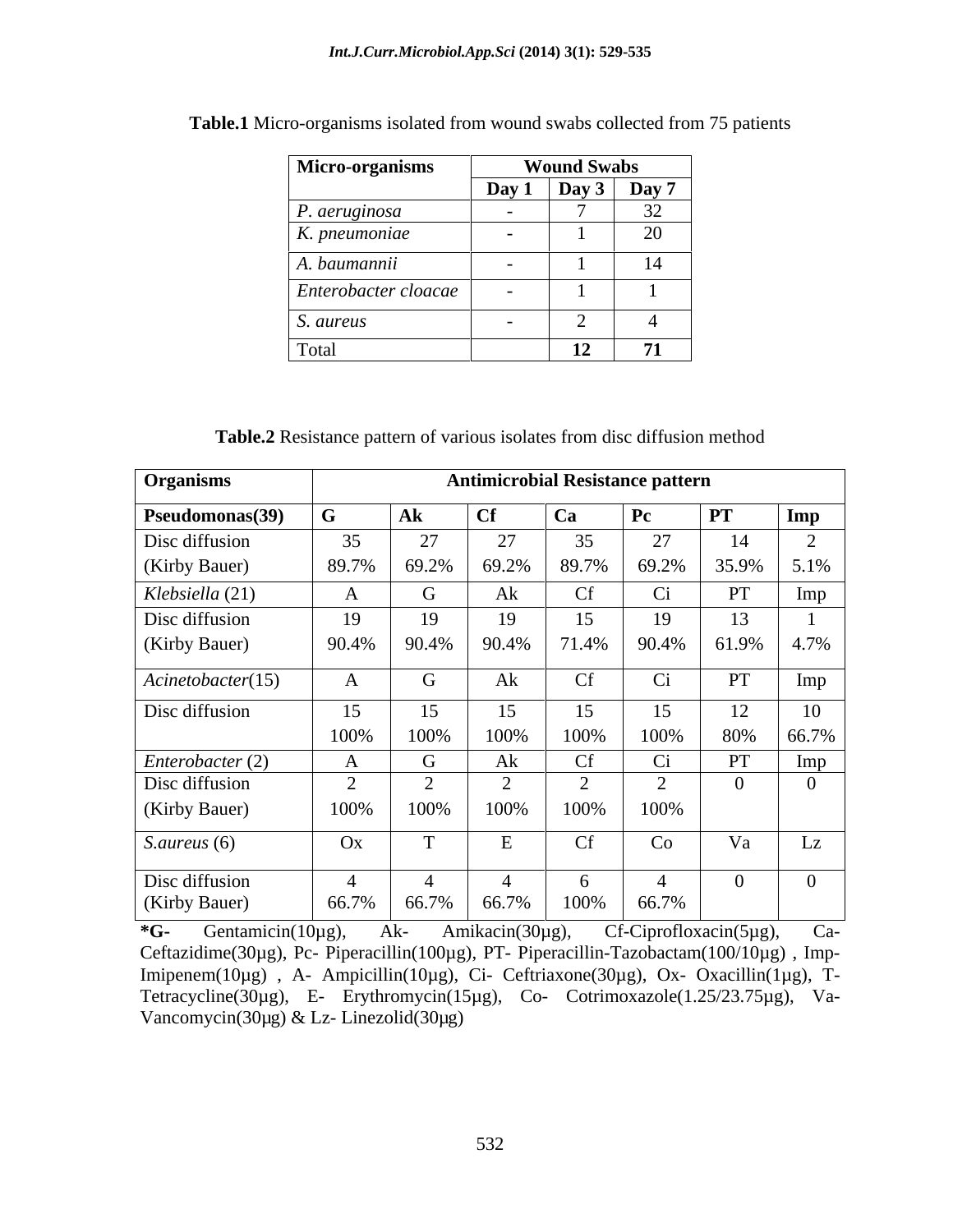**Table.1** Micro-organisms isolated from wound swabs collected from 75 patients

| **Micro-organisms** | **Wound Swabs** | | |
|---|---|---|---|
| | **Day 1** | **Day 3** | **Day 7** |
| *P. aeruginosa* | - | 7 | 32 |
| *K. pneumoniae* | - | 1 | 20 |
| *A. baumannii* | - | 1 | 14 |
| *Enterobacter cloacae* | - | 1 | 1 |
| *S. aureus* | - | 2 | 4 |
| Total | | **12** | **71** |

**Table.2** Resistance pattern of various isolates from disc diffusion method

| **Organisms** | **Antimicrobial Resistance pattern** | | | | | | |
|---|---|---|---|---|---|---|---|
| **Pseudomonas(39)** | **G** | **Ak** | **Cf** | **Ca** | **Pc** | **PT** | **Imp** |
| Disc diffusion (Kirby Bauer) | 35 89.7% | 27 69.2% | 27 69.2% | 35 89.7% | 27 69.2% | 14 35.9% | 2 5.1% |
| *Klebsiella* (21) | A | G | Ak | Cf | Ci | PT | Imp |
| Disc diffusion (Kirby Bauer) | 19 90.4% | 19 90.4% | 19 90.4% | 15 71.4% | 19 90.4% | 13 61.9% | 1 4.7% |
| *Acinetobacter*(15) | A | G | Ak | Cf | Ci | PT | Imp |
| Disc diffusion | 15 100% | 15 100% | 15 100% | 15 100% | 15 100% | 12 80% | 10 66.7% |
| *Enterobacter* (2) | A | G | Ak | Cf | Ci | PT | Imp |
| Disc diffusion (Kirby Bauer) | 2 100% | 2 100% | 2 100% | 2 100% | 2 100% | 0 | 0 |
| *S.aureus* (6) | Ox | T | E | Cf | Co | Va | Lz |
| Disc diffusion (Kirby Bauer) | 4 66.7% | 4 66.7% | 4 66.7% | 6 100% | 4 66.7% | 0 | 0 |

**\*G-** Gentamicin(10µg), Ak- Amikacin(30µg), Cf-Ciprofloxacin(5µg), Ca- Ceftazidime(30µg), Pc- Piperacillin(100µg), PT- Piperacillin-Tazobactam(100/10µg) , Imp- Imipenem(10µg) , A- Ampicillin(10µg), Ci- Ceftriaxone(30µg), Ox- Oxacillin(1µg), T- Tetracycline(30µg), E- Erythromycin(15µg), Co- Cotrimoxazole(1.25/23.75µg), Va- Vancomycin(30µg) & Lz- Linezolid(30µg)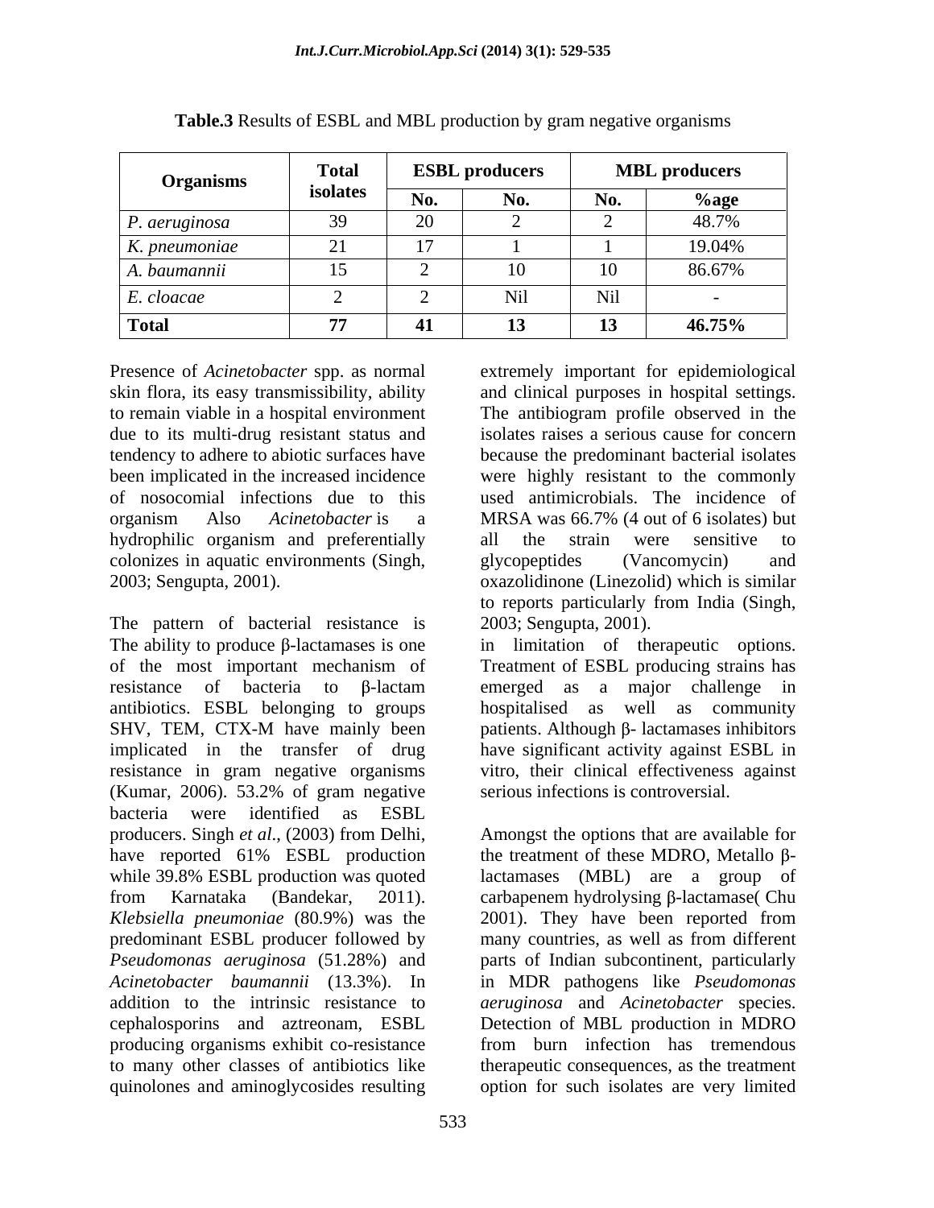**Table.3** Results of ESBL and MBL production by gram negative organisms

| Organisms | Total isolates | ESBL producers | | MBL producers | |
|---|---|---|---|---|---|
| | | No. | No. | No. | %age |
| *P. aeruginosa* | 39 | 20 | 2 | 2 | 48.7% |
| *K. pneumoniae* | 21 | 17 | 1 | 1 | 19.04% |
| *A. baumannii* | 15 | 2 | 10 | 10 | 86.67% |
| *E. cloacae* | 2 | 2 | Nil | Nil | - |
| **Total** | **77** | **41** | **13** | **13** | **46.75%** |

Presence of *Acinetobacter* spp. as normal skin flora, its easy transmissibility, ability to remain viable in a hospital environment due to its multi-drug resistant status and tendency to adhere to abiotic surfaces have been implicated in the increased incidence of nosocomial infections due to this organism Also *Acinetobacter* is a hydrophilic organism and preferentially colonizes in aquatic environments (Singh, 2003; Sengupta, 2001).

The pattern of bacterial resistance is extremely important for epidemiological and clinical purposes in hospital settings. The antibiogram profile observed in the isolates raises a serious cause for concern because the predominant bacterial isolates were highly resistant to the commonly used antimicrobials. The incidence of MRSA was 66.7% (4 out of 6 isolates) but all the strain were sensitive to glycopeptides (Vancomycin) and oxazolidinone (Linezolid) which is similar to reports particularly from India (Singh, 2003; Sengupta, 2001).

The ability to produce β-lactamases is one of the most important mechanism of resistance of bacteria to β-lactam antibiotics. ESBL belonging to groups SHV, TEM, CTX-M have mainly been implicated in the transfer of drug resistance in gram negative organisms (Kumar, 2006). 53.2% of gram negative bacteria were identified as ESBL producers. Singh *et al*., (2003) from Delhi, have reported 61% ESBL production while 39.8% ESBL production was quoted from Karnataka (Bandekar, 2011). *Klebsiella pneumoniae* (80.9%) was the predominant ESBL producer followed by *Pseudomonas aeruginosa* (51.28%) and *Acinetobacter baumannii* (13.3%). In addition to the intrinsic resistance to cephalosporins and aztreonam, ESBL producing organisms exhibit co-resistance to many other classes of antibiotics like quinolones and aminoglycosides resulting in limitation of therapeutic options. Treatment of ESBL producing strains has emerged as a major challenge in hospitalised as well as community patients. Although β- lactamases inhibitors have significant activity against ESBL in vitro, their clinical effectiveness against serious infections is controversial.

Amongst the options that are available for the treatment of these MDRO, Metallo β-lactamases (MBL) are a group of carbapenem hydrolysing β-lactamase( Chu 2001). They have been reported from many countries, as well as from different parts of Indian subcontinent, particularly in MDR pathogens like *Pseudomonas aeruginosa* and *Acinetobacter* species. Detection of MBL production in MDRO from burn infection has tremendous therapeutic consequences, as the treatment option for such isolates are very limited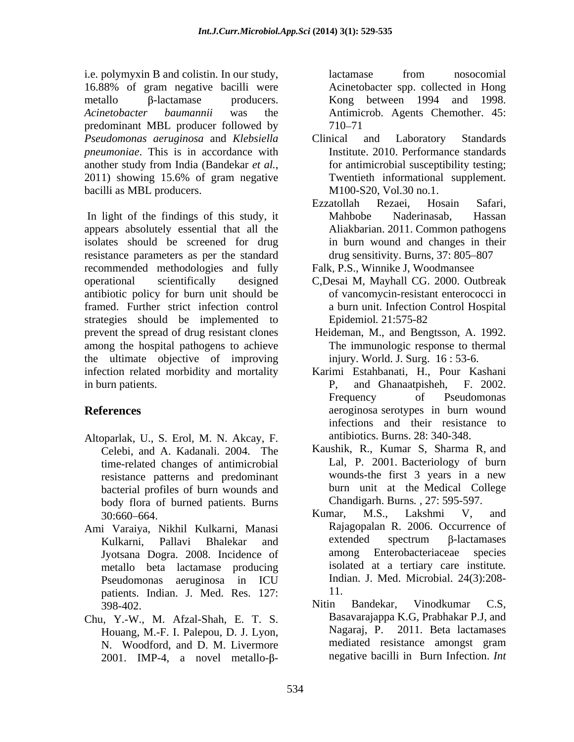i.e. polymyxin B and colistin. In our study, 16.88% of gram negative bacilli were metallo β-lactamase producers. *Acinetobacter baumannii* was the predominant MBL producer followed by *Pseudomonas aeruginosa* and *Klebsiella pneumoniae*. This is in accordance with another study from India (Bandekar *et al.*, 2011) showing 15.6% of gram negative bacilli as MBL producers.

In light of the findings of this study, it appears absolutely essential that all the isolates should be screened for drug resistance parameters as per the standard recommended methodologies and fully operational scientifically designed antibiotic policy for burn unit should be framed. Further strict infection control strategies should be implemented to prevent the spread of drug resistant clones among the hospital pathogens to achieve the ultimate objective of improving infection related morbidity and mortality in burn patients.

## References

Altoparlak, U., S. Erol, M. N. Akcay, F. Celebi, and A. Kadanali. 2004. The time-related changes of antimicrobial resistance patterns and predominant bacterial profiles of burn wounds and body flora of burned patients. Burns 30:660–664.

Ami Varaiya, Nikhil Kulkarni, Manasi Kulkarni, Pallavi Bhalekar and Jyotsana Dogra. 2008. Incidence of metallo beta lactamase producing Pseudomonas aeruginosa in ICU patients. Indian. J. Med. Res. 127: 398-402.

Chu, Y.-W., M. Afzal-Shah, E. T. S. Houang, M.-F. I. Palepou, D. J. Lyon, N. Woodford, and D. M. Livermore 2001. IMP-4, a novel metallo-β-lactamase from nosocomial Acinetobacter spp. collected in Hong Kong between 1994 and 1998. Antimicrob. Agents Chemother. 45: 710–71

Clinical and Laboratory Standards Institute. 2010. Performance standards for antimicrobial susceptibility testing; Twentieth informational supplement. M100-S20, Vol.30 no.1.

Ezzatollah Rezaei, Hosain Safari, Mahbobe Naderinasab, Hassan Aliakbarian. 2011. Common pathogens in burn wound and changes in their drug sensitivity. Burns, 37: 805–807

Falk, P.S., Winnike J, Woodmansee C,Desai M, Mayhall CG. 2000. Outbreak of vancomycin-resistant enterococci in a burn unit. Infection Control Hospital Epidemiol. 21:575-82

Heideman, M., and Bengtsson, A. 1992. The immunologic response to thermal injury. World. J. Surg. 16 : 53-6.

Karimi Estahbanati, H., Pour Kashani P, and Ghanaatpisheh, F. 2002. Frequency of Pseudomonas aeroginosa serotypes in burn wound infections and their resistance to antibiotics. Burns. 28: 340-348.

Kaushik, R., Kumar S, Sharma R, and Lal, P. 2001. Bacteriology of burn wounds-the first 3 years in a new burn unit at the Medical College Chandigarh. Burns. , 27: 595-597.

Kumar, M.S., Lakshmi V, and Rajagopalan R. 2006. Occurrence of extended spectrum β-lactamases among Enterobacteriaceae species isolated at a tertiary care institute. Indian. J. Med. Microbial. 24(3):208-11.

Nitin Bandekar, Vinodkumar C.S, Basavarajappa K.G, Prabhakar P.J, and Nagaraj, P. 2011. Beta lactamases mediated resistance amongst gram negative bacilli in Burn Infection. *Int*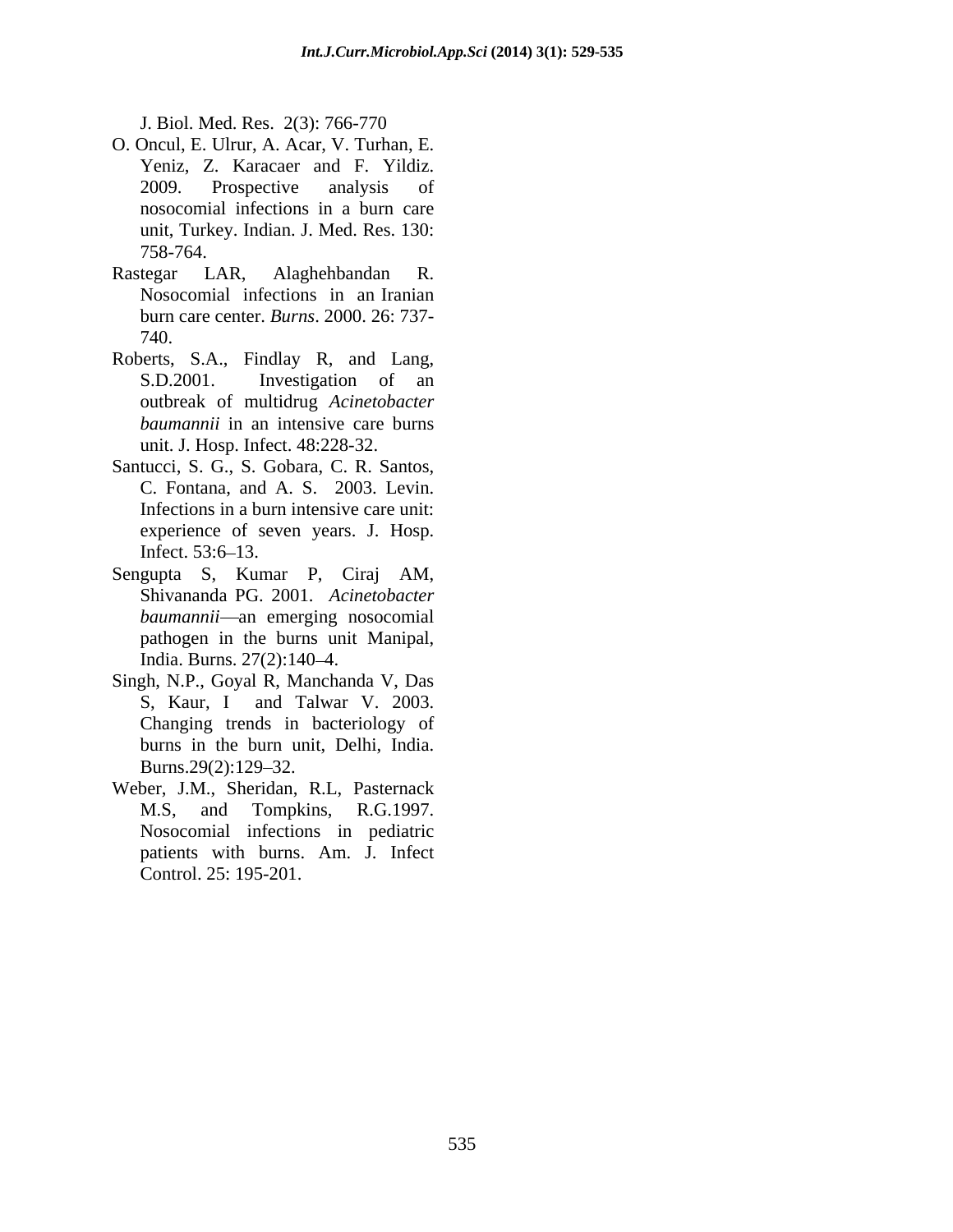J. Biol. Med. Res. 2(3): 766-770

O. Oncul, E. Ulrur, A. Acar, V. Turhan, E. Yeniz, Z. Karacaer and F. Yildiz. 2009. Prospective analysis of nosocomial infections in a burn care unit, Turkey. Indian. J. Med. Res. 130: 758-764.

Rastegar LAR, Alaghehbandan R. Nosocomial infections in an Iranian burn care center. *Burns*. 2000. 26: 737-740.

Roberts, S.A., Findlay R, and Lang, S.D.2001. Investigation of an outbreak of multidrug *Acinetobacter baumannii* in an intensive care burns unit. J. Hosp. Infect. 48:228-32.

Santucci, S. G., S. Gobara, C. R. Santos, C. Fontana, and A. S. 2003. Levin. Infections in a burn intensive care unit: experience of seven years. J. Hosp. Infect. 53:6–13.

Sengupta S, Kumar P, Ciraj AM, Shivananda PG. 2001. *Acinetobacter baumannii*—an emerging nosocomial pathogen in the burns unit Manipal, India. Burns. 27(2):140–4.

Singh, N.P., Goyal R, Manchanda V, Das S, Kaur, I and Talwar V. 2003. Changing trends in bacteriology of burns in the burn unit, Delhi, India. Burns.29(2):129–32.

Weber, J.M., Sheridan, R.L, Pasternack M.S, and Tompkins, R.G.1997. Nosocomial infections in pediatric patients with burns. Am. J. Infect Control. 25: 195-201.